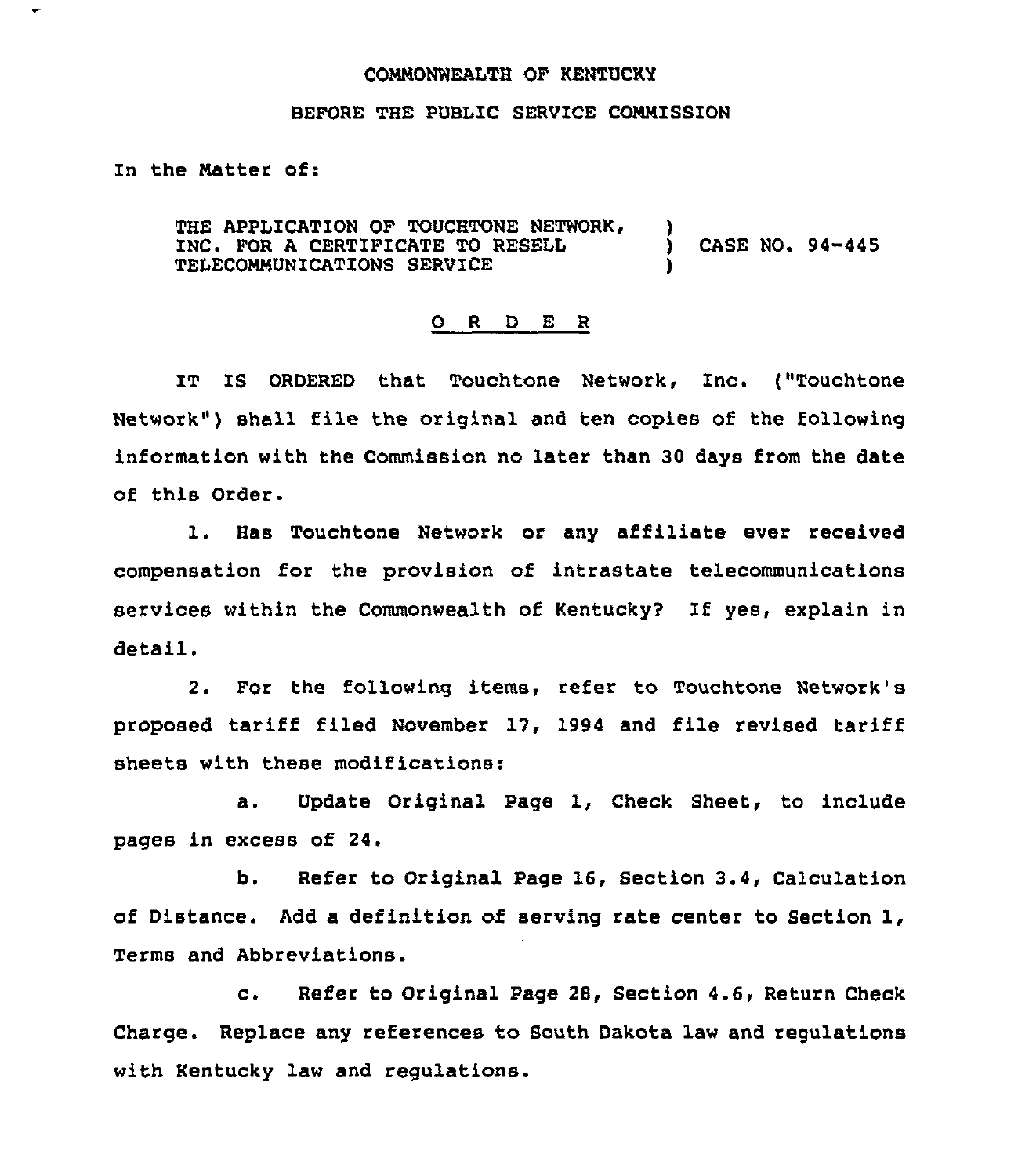COMMONWEALTH OF KENTUCKY

BEFORE THE PUBLIC SERVICE COMMISSION

In the Matter of:

| | | |
|---|---|---|
| THE APPLICATION OF TOUCHTONE NETWORK, INC. FOR A CERTIFICATE TO RESELL TELECOMMUNICATIONS SERVICE | ) ) ) | CASE NO. 94-445 |

## O R D E R

IT IS ORDERED that Touchtone Network, Inc. ("Touchtone Network") shall file the original and ten copies of the following information with the Commission no later than 30 days from the date of this Order.

1. Has Touchtone Network or any affiliate ever received compensation for the provision of intrastate telecommunications services within the Commonwealth of Kentucky? If yes, explain in detail.

2. For the following items, refer to Touchtone Network's proposed tariff filed November 17, 1994 and file revised tariff sheets with these modifications:

   a. Update Original Page 1, Check Sheet, to include pages in excess of 24.

   b. Refer to Original Page 16, Section 3.4, Calculation of Distance. Add a definition of serving rate center to Section 1, Terms and Abbreviations.

   c. Refer to Original Page 28, Section 4.6, Return Check Charge. Replace any references to South Dakota law and regulations with Kentucky law and regulations.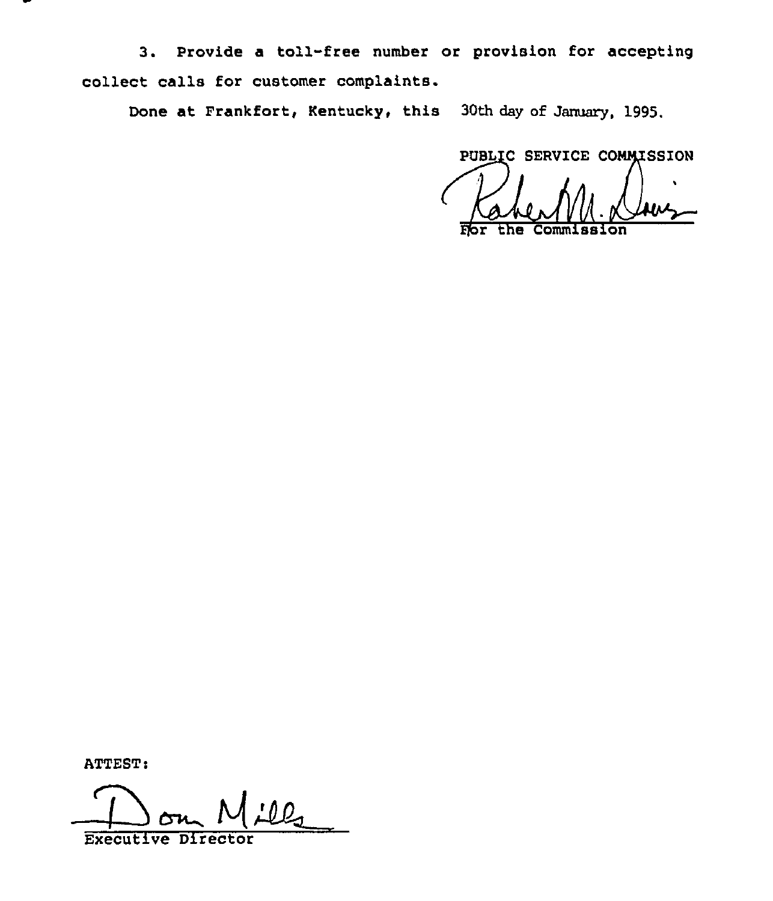3. Provide a toll-free number or provision for accepting collect calls for customer complaints.

Done at Frankfort, Kentucky, this 30th day of January, 1995.

PUBLIC SERVICE COMMISSION

For the Commission

ATTEST:

Executive Director